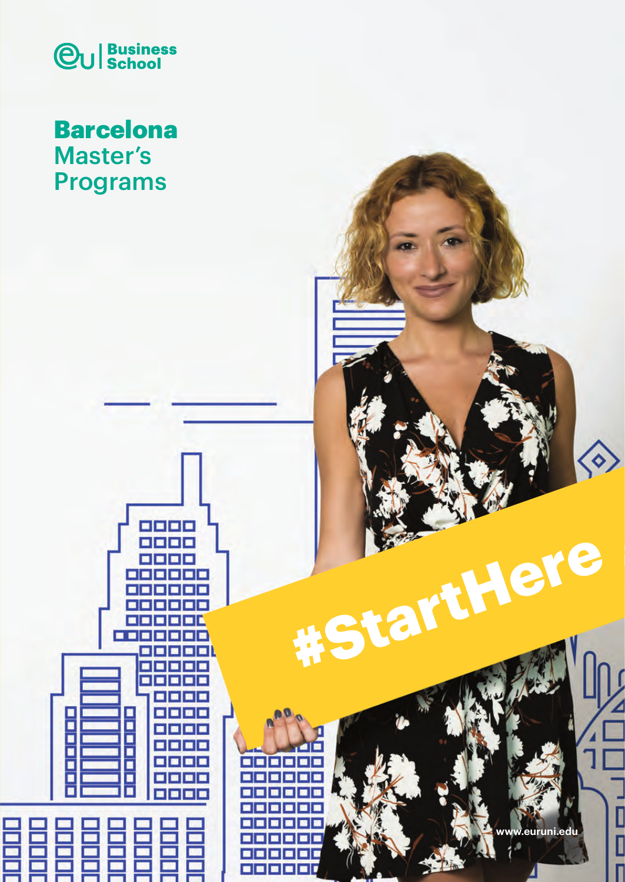EU Business School

# Barcelona Master's Programs

#StartHere

www.euruni.edu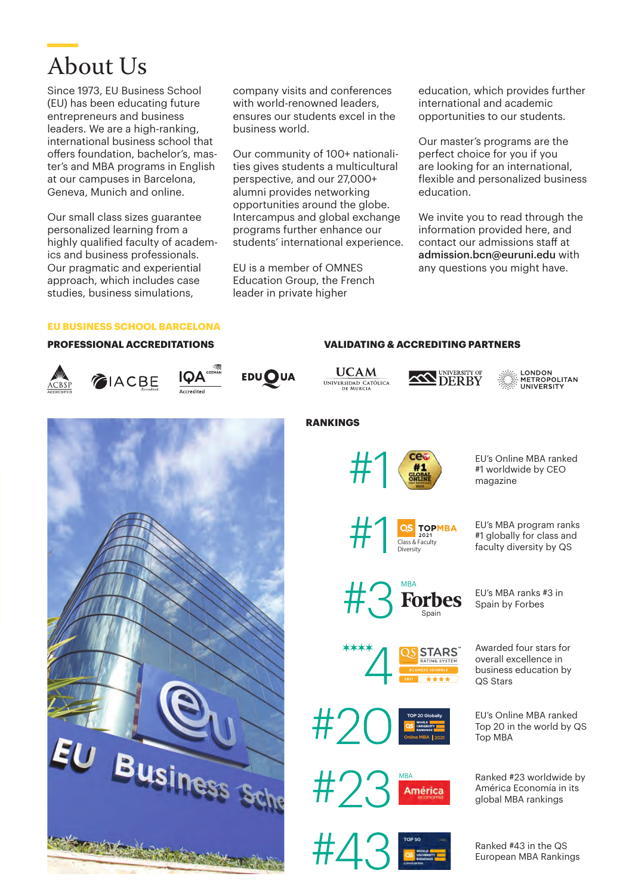# About Us

Since 1973, EU Business School (EU) has been educating future entrepreneurs and business leaders. We are a high-ranking, international business school that offers foundation, bachelor's, master's and MBA programs in English at our campuses in Barcelona, Geneva, Munich and online.

Our small class sizes guarantee personalized learning from a highly qualified faculty of academics and business professionals. Our pragmatic and experiential approach, which includes case studies, business simulations, company visits and conferences with world-renowned leaders, ensures our students excel in the business world.

Our community of 100+ nationalities gives students a multicultural perspective, and our 27,000+ alumni provides networking opportunities around the globe. Intercampus and global exchange programs further enhance our students' international experience.

EU is a member of OMNES Education Group, the French leader in private higher education, which provides further international and academic opportunities to our students.

Our master's programs are the perfect choice for you if you are looking for an international, flexible and personalized business education.

We invite you to read through the information provided here, and contact our admissions staff at **admission.bcn@euruni.edu** with any questions you might have.

**EU BUSINESS SCHOOL BARCELONA**

**PROFESSIONAL ACCREDITATIONS**

ACBSP, IACBE, IQA CEEMAN, EDUQUA

**VALIDATING & ACCREDITING PARTNERS**

UCAM Universidad Católica de Murcia, University of Derby, London Metropolitan University

**RANKINGS**

| Rank | Ranking | Description |
| --- | --- | --- |
| #1 | CEO #1 Global Online MBA Ranking 2022 | EU's Online MBA ranked #1 worldwide by CEO magazine |
| #1 | QS TopMBA 2021 Class & Faculty Diversity | EU's MBA program ranks #1 globally for class and faculty diversity by QS |
| #3 | MBA Forbes Spain | EU's MBA ranks #3 in Spain by Forbes |
| 4 ★★★★ | QS Stars Rating System Business Schools 2021 | Awarded four stars for overall excellence in business education by QS Stars |
| #20 | Top 20 Globally QS World University Rankings Online MBA 2021 | EU's Online MBA ranked Top 20 in the world by QS Top MBA |
| #23 | MBA América Economía | Ranked #23 worldwide by América Economía in its global MBA rankings |
| #43 | Top 50 QS World University Rankings | Ranked #43 in the QS European MBA Rankings |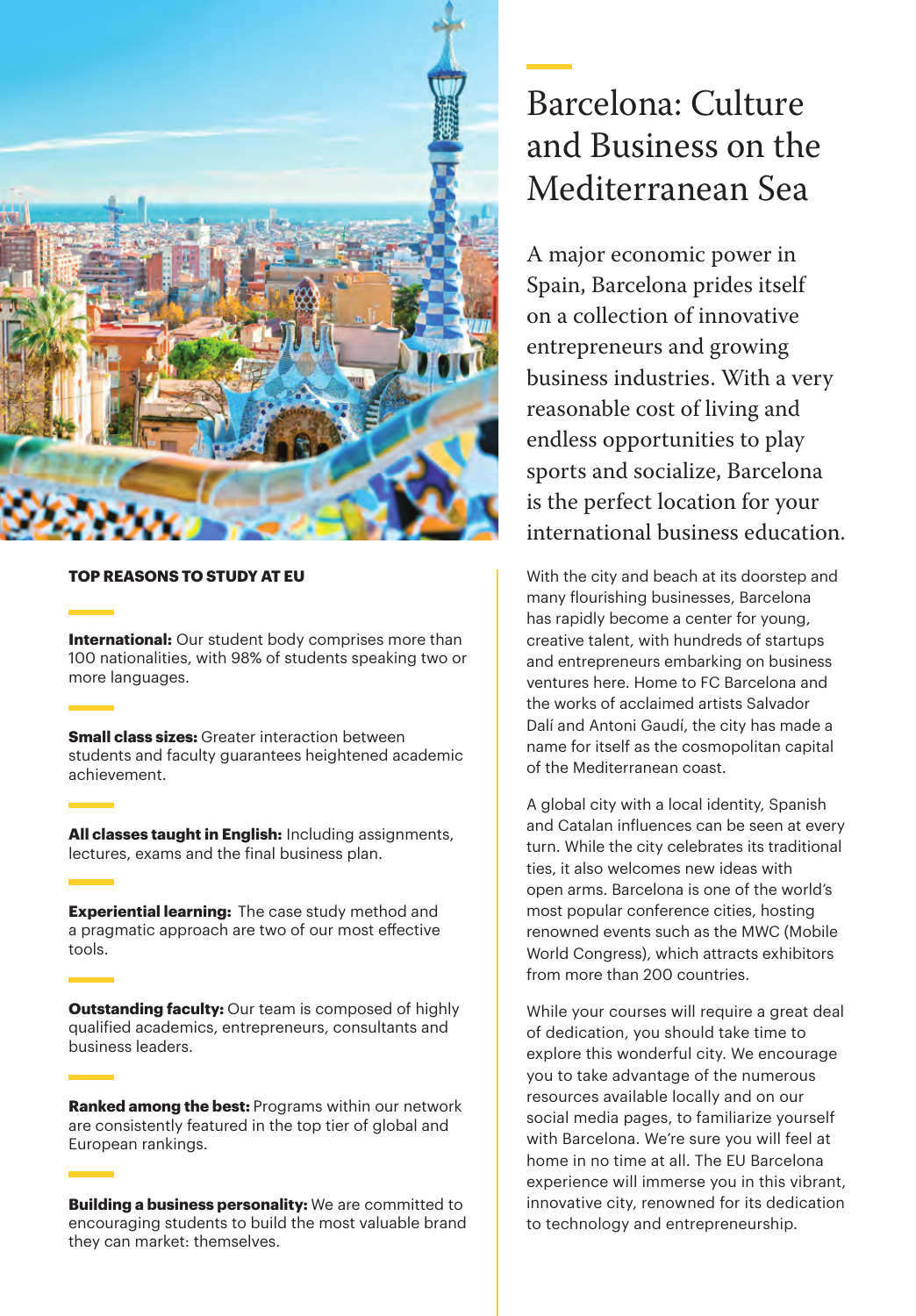# Barcelona: Culture and Business on the Mediterranean Sea

A major economic power in Spain, Barcelona prides itself on a collection of innovative entrepreneurs and growing business industries. With a very reasonable cost of living and endless opportunities to play sports and socialize, Barcelona is the perfect location for your international business education.

With the city and beach at its doorstep and many flourishing businesses, Barcelona has rapidly become a center for young, creative talent, with hundreds of startups and entrepreneurs embarking on business ventures here. Home to FC Barcelona and the works of acclaimed artists Salvador Dalí and Antoni Gaudí, the city has made a name for itself as the cosmopolitan capital of the Mediterranean coast.

A global city with a local identity, Spanish and Catalan influences can be seen at every turn. While the city celebrates its traditional ties, it also welcomes new ideas with open arms. Barcelona is one of the world's most popular conference cities, hosting renowned events such as the MWC (Mobile World Congress), which attracts exhibitors from more than 200 countries.

While your courses will require a great deal of dedication, you should take time to explore this wonderful city. We encourage you to take advantage of the numerous resources available locally and on our social media pages, to familiarize yourself with Barcelona. We're sure you will feel at home in no time at all. The EU Barcelona experience will immerse you in this vibrant, innovative city, renowned for its dedication to technology and entrepreneurship.

## TOP REASONS TO STUDY AT EU

**International:** Our student body comprises more than 100 nationalities, with 98% of students speaking two or more languages.

**Small class sizes:** Greater interaction between students and faculty guarantees heightened academic achievement.

**All classes taught in English:** Including assignments, lectures, exams and the final business plan.

**Experiential learning:** The case study method and a pragmatic approach are two of our most effective tools.

**Outstanding faculty:** Our team is composed of highly qualified academics, entrepreneurs, consultants and business leaders.

**Ranked among the best:** Programs within our network are consistently featured in the top tier of global and European rankings.

**Building a business personality:** We are committed to encouraging students to build the most valuable brand they can market: themselves.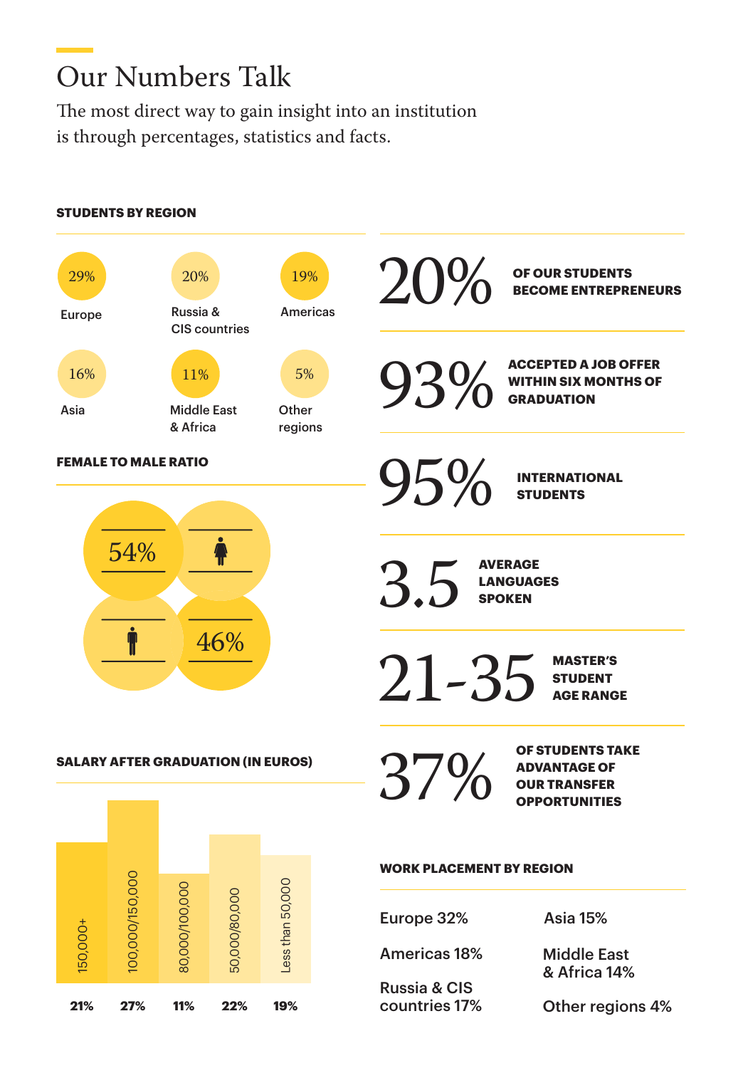# Our Numbers Talk

The most direct way to gain insight into an institution is through percentages, statistics and facts.

## STUDENTS BY REGION

- 29% Europe
- 20% Russia & CIS countries
- 19% Americas
- 16% Asia
- 11% Middle East & Africa
- 5% Other regions

## FEMALE TO MALE RATIO

- Female: 54%
- Male: 46%

## SALARY AFTER GRADUATION (IN EUROS)

| Salary | Percentage |
|---|---|
| 150,000+ | 21% |
| 100,000/150,000 | 27% |
| 80,000/100,000 | 11% |
| 50,000/80,000 | 22% |
| Less than 50,000 | 19% |

**20%** OF OUR STUDENTS BECOME ENTREPRENEURS

**93%** ACCEPTED A JOB OFFER WITHIN SIX MONTHS OF GRADUATION

**95%** INTERNATIONAL STUDENTS

**3.5** AVERAGE LANGUAGES SPOKEN

**21-35** MASTER'S STUDENT AGE RANGE

**37%** OF STUDENTS TAKE ADVANTAGE OF OUR TRANSFER OPPORTUNITIES

## WORK PLACEMENT BY REGION

- Europe 32%
- Americas 18%
- Russia & CIS countries 17%
- Asia 15%
- Middle East & Africa 14%
- Other regions 4%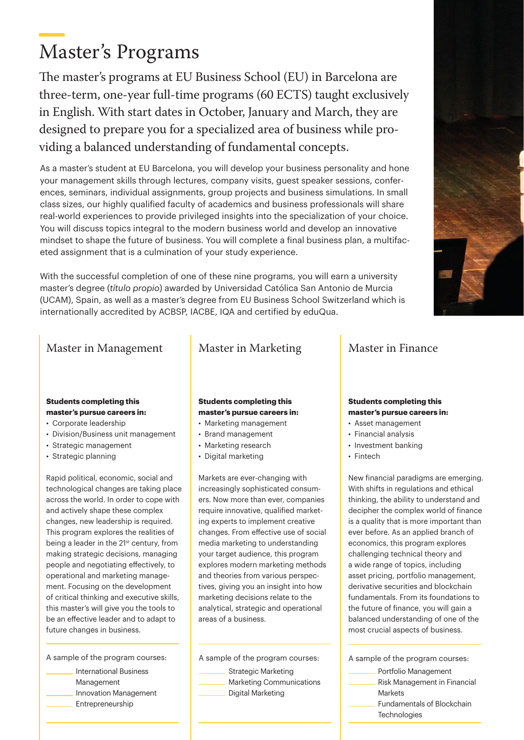# Master's Programs

The master's programs at EU Business School (EU) in Barcelona are three-term, one-year full-time programs (60 ECTS) taught exclusively in English. With start dates in October, January and March, they are designed to prepare you for a specialized area of business while providing a balanced understanding of fundamental concepts.

As a master's student at EU Barcelona, you will develop your business personality and hone your management skills through lectures, company visits, guest speaker sessions, conferences, seminars, individual assignments, group projects and business simulations. In small class sizes, our highly qualified faculty of academics and business professionals will share real-world experiences to provide privileged insights into the specialization of your choice. You will discuss topics integral to the modern business world and develop an innovative mindset to shape the future of business. You will complete a final business plan, a multifaceted assignment that is a culmination of your study experience.

With the successful completion of one of these nine programs, you will earn a university master's degree (*título propio*) awarded by Universidad Católica San Antonio de Murcia (UCAM), Spain, as well as a master's degree from EU Business School Switzerland which is internationally accredited by ACBSP, IACBE, IQA and certified by eduQua.

## Master in Management

**Students completing this master's pursue careers in:**

- Corporate leadership
- Division/Business unit management
- Strategic management
- Strategic planning

Rapid political, economic, social and technological changes are taking place across the world. In order to cope with and actively shape these complex changes, new leadership is required. This program explores the realities of being a leader in the 21st century, from making strategic decisions, managing people and negotiating effectively, to operational and marketing management. Focusing on the development of critical thinking and executive skills, this master's will give you the tools to be an effective leader and to adapt to future changes in business.

A sample of the program courses:

- International Business Management
- Innovation Management
- Entrepreneurship

## Master in Marketing

**Students completing this master's pursue careers in:**

- Marketing management
- Brand management
- Marketing research
- Digital marketing

Markets are ever-changing with increasingly sophisticated consumers. Now more than ever, companies require innovative, qualified marketing experts to implement creative changes. From effective use of social media marketing to understanding your target audience, this program explores modern marketing methods and theories from various perspectives, giving you an insight into how marketing decisions relate to the analytical, strategic and operational areas of a business.

A sample of the program courses:

- Strategic Marketing
- Marketing Communications
- Digital Marketing

## Master in Finance

**Students completing this master's pursue careers in:**

- Asset management
- Financial analysis
- Investment banking
- Fintech

New financial paradigms are emerging. With shifts in regulations and ethical thinking, the ability to understand and decipher the complex world of finance is a quality that is more important than ever before. As an applied branch of economics, this program explores challenging technical theory and a wide range of topics, including asset pricing, portfolio management, derivative securities and blockchain fundamentals. From its foundations to the future of finance, you will gain a balanced understanding of one of the most crucial aspects of business.

A sample of the program courses:

- Portfolio Management
- Risk Management in Financial Markets
- Fundamentals of Blockchain Technologies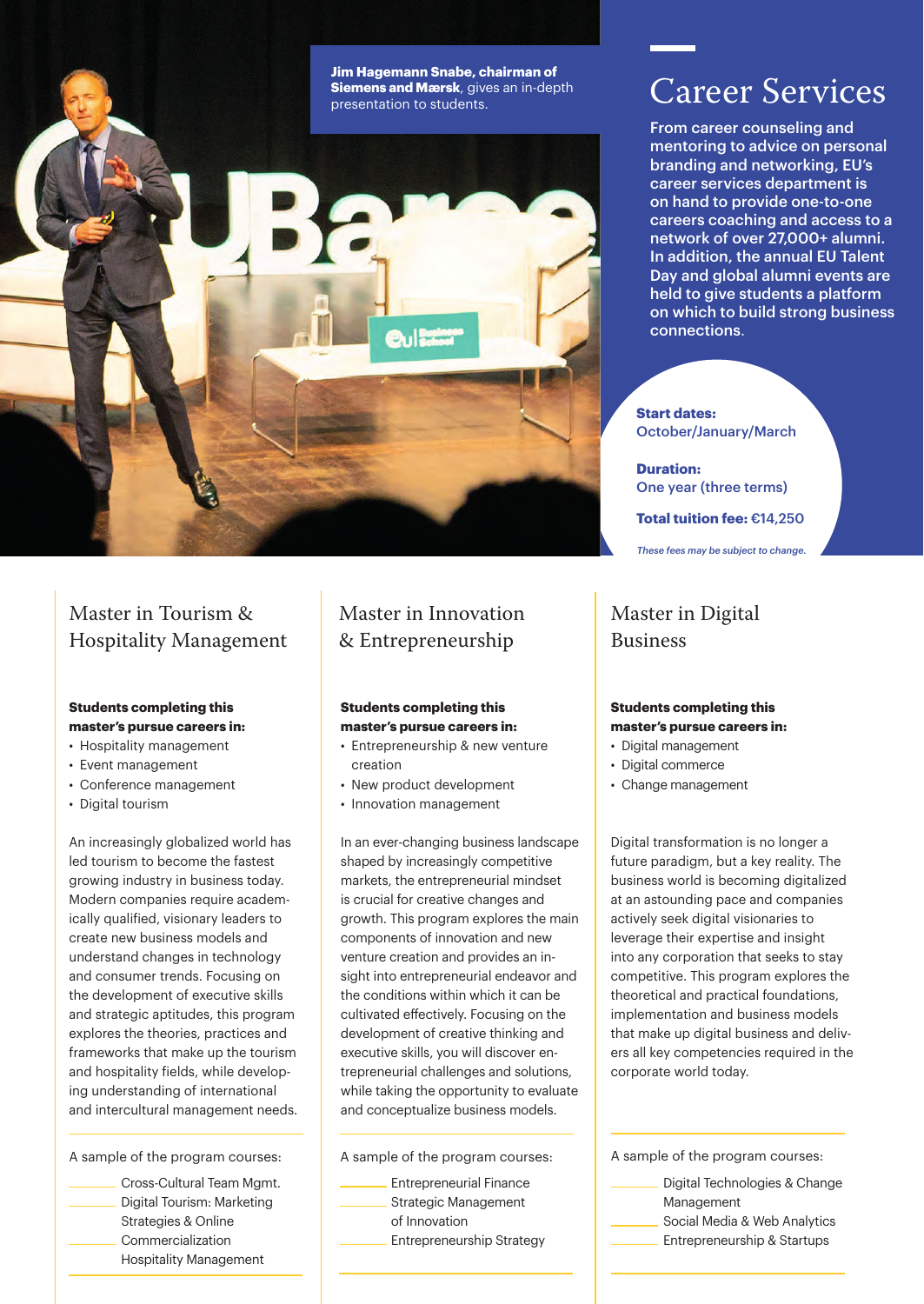**Jim Hagemann Snabe, chairman of Siemens and Mærsk**, gives an in-depth presentation to students.

# Career Services

From career counseling and mentoring to advice on personal branding and networking, EU's career services department is on hand to provide one-to-one careers coaching and access to a network of over 27,000+ alumni. In addition, the annual EU Talent Day and global alumni events are held to give students a platform on which to build strong business connections.

**Start dates:**
October/January/March

**Duration:**
One year (three terms)

**Total tuition fee:** €14,250

*These fees may be subject to change.*

## Master in Tourism & Hospitality Management

**Students completing this master's pursue careers in:**

- Hospitality management
- Event management
- Conference management
- Digital tourism

An increasingly globalized world has led tourism to become the fastest growing industry in business today. Modern companies require academically qualified, visionary leaders to create new business models and understand changes in technology and consumer trends. Focusing on the development of executive skills and strategic aptitudes, this program explores the theories, practices and frameworks that make up the tourism and hospitality fields, while developing understanding of international and intercultural management needs.

A sample of the program courses:

- Cross-Cultural Team Mgmt.
- Digital Tourism: Marketing Strategies & Online Commercialization
- Hospitality Management

## Master in Innovation & Entrepreneurship

**Students completing this master's pursue careers in:**

- Entrepreneurship & new venture creation
- New product development
- Innovation management

In an ever-changing business landscape shaped by increasingly competitive markets, the entrepreneurial mindset is crucial for creative changes and growth. This program explores the main components of innovation and new venture creation and provides an insight into entrepreneurial endeavor and the conditions within which it can be cultivated effectively. Focusing on the development of creative thinking and executive skills, you will discover entrepreneurial challenges and solutions, while taking the opportunity to evaluate and conceptualize business models.

A sample of the program courses:

- Entrepreneurial Finance
- Strategic Management of Innovation
- Entrepreneurship Strategy

## Master in Digital Business

**Students completing this master's pursue careers in:**

- Digital management
- Digital commerce
- Change management

Digital transformation is no longer a future paradigm, but a key reality. The business world is becoming digitalized at an astounding pace and companies actively seek digital visionaries to leverage their expertise and insight into any corporation that seeks to stay competitive. This program explores the theoretical and practical foundations, implementation and business models that make up digital business and delivers all key competencies required in the corporate world today.

A sample of the program courses:

- Digital Technologies & Change Management
- Social Media & Web Analytics
- Entrepreneurship & Startups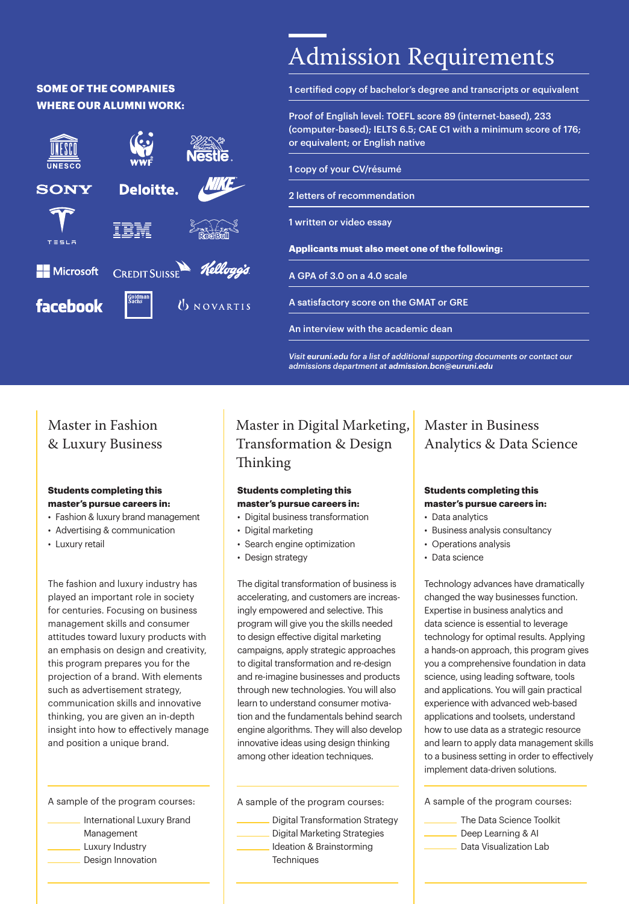**SOME OF THE COMPANIES WHERE OUR ALUMNI WORK:**

UNESCO, WWF, Nestlé, SONY, Deloitte., NIKE, TESLA, IBM, Red Bull, Microsoft, CREDIT SUISSE, Kellogg's, facebook, Goldman Sachs, NOVARTIS

# Admission Requirements

1 certified copy of bachelor's degree and transcripts or equivalent

Proof of English level: TOEFL score 89 (internet-based), 233 (computer-based); IELTS 6.5; CAE C1 with a minimum score of 176; or equivalent; or English native

1 copy of your CV/résumé

2 letters of recommendation

1 written or video essay

**Applicants must also meet one of the following:**

A GPA of 3.0 on a 4.0 scale

A satisfactory score on the GMAT or GRE

An interview with the academic dean

*Visit **euruni.edu** for a list of additional supporting documents or contact our admissions department at **admission.bcn@euruni.edu***

## Master in Fashion & Luxury Business

**Students completing this master's pursue careers in:**

- Fashion & luxury brand management
- Advertising & communication
- Luxury retail

The fashion and luxury industry has played an important role in society for centuries. Focusing on business management skills and consumer attitudes toward luxury products with an emphasis on design and creativity, this program prepares you for the projection of a brand. With elements such as advertisement strategy, communication skills and innovative thinking, you are given an in-depth insight into how to effectively manage and position a unique brand.

A sample of the program courses:

- International Luxury Brand Management
- Luxury Industry
- Design Innovation

## Master in Digital Marketing, Transformation & Design Thinking

**Students completing this master's pursue careers in:**

- Digital business transformation
- Digital marketing
- Search engine optimization
- Design strategy

The digital transformation of business is accelerating, and customers are increasingly empowered and selective. This program will give you the skills needed to design effective digital marketing campaigns, apply strategic approaches to digital transformation and re-design and re-imagine businesses and products through new technologies. You will also learn to understand consumer motivation and the fundamentals behind search engine algorithms. They will also develop innovative ideas using design thinking among other ideation techniques.

A sample of the program courses:

- Digital Transformation Strategy
- Digital Marketing Strategies
- Ideation & Brainstorming Techniques

## Master in Business Analytics & Data Science

**Students completing this master's pursue careers in:**

- Data analytics
- Business analysis consultancy
- Operations analysis
- Data science

Technology advances have dramatically changed the way businesses function. Expertise in business analytics and data science is essential to leverage technology for optimal results. Applying a hands-on approach, this program gives you a comprehensive foundation in data science, using leading software, tools and applications. You will gain practical experience with advanced web-based applications and toolsets, understand how to use data as a strategic resource and learn to apply data management skills to a business setting in order to effectively implement data-driven solutions.

A sample of the program courses:

- The Data Science Toolkit
- Deep Learning & AI
- Data Visualization Lab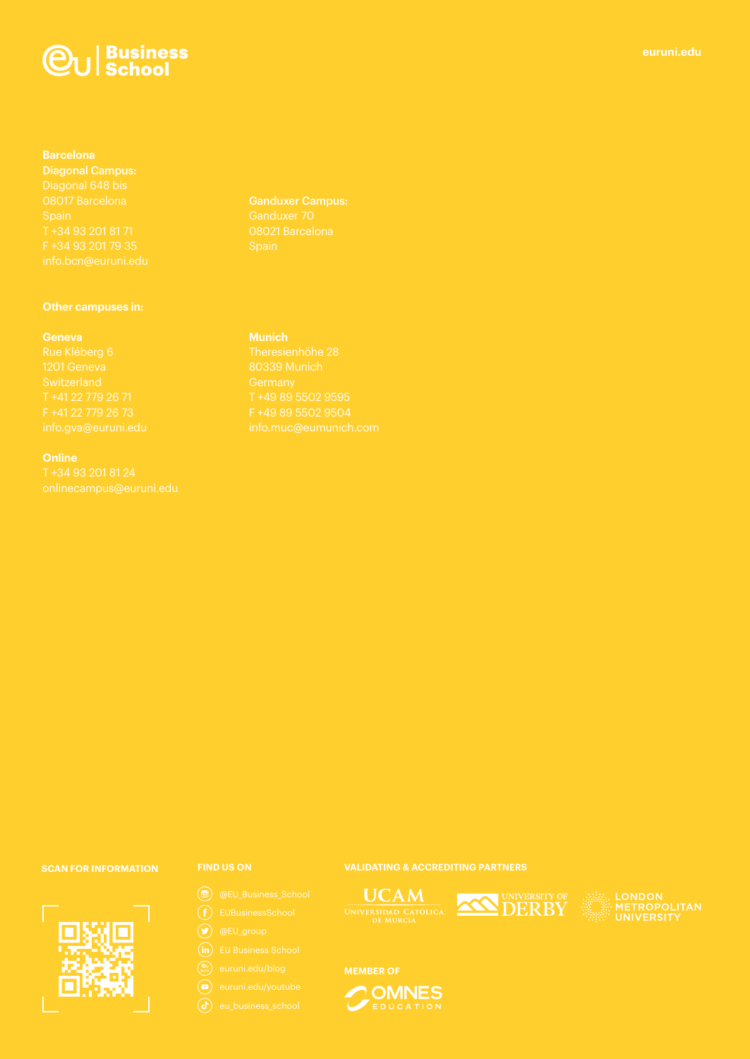**EU Business School**

euruni.edu

**Barcelona**
**Diagonal Campus:**
Diagonal 648 bis
08017 Barcelona
Spain
T +34 93 201 81 71
F +34 93 201 79 35
info.bcn@euruni.edu

**Ganduxer Campus:**
Ganduxer 70
08021 Barcelona
Spain

**Other campuses in:**

**Geneva**
Rue Kléberg 6
1201 Geneva
Switzerland
T +41 22 779 26 71
F +41 22 779 26 73
info.gva@euruni.edu

**Munich**
Theresienhöhe 28
80339 Munich
Germany
T +49 89 5502 9595
F +49 89 5502 9504
info.muc@eumunich.com

**Online**
T +34 93 201 81 24
onlinecampus@euruni.edu

**SCAN FOR INFORMATION**

**FIND US ON**

- @EU_Business_School
- EUBusinessSchool
- @EU_group
- EU Business School
- euruni.edu/blog
- euruni.edu/youtube
- eu_business_school

**VALIDATING & ACCREDITING PARTNERS**

UCAM Universidad Católica de Murcia
University of Derby
London Metropolitan University

**MEMBER OF**

OMNES Education